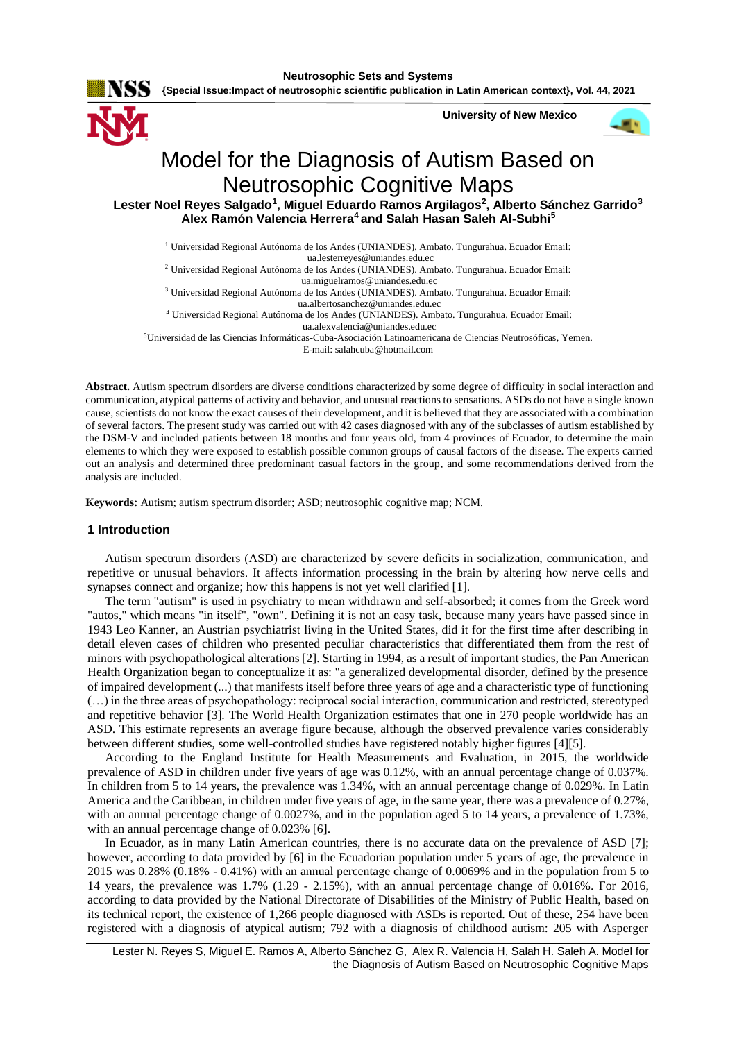# Model for the Diagnosis of Autism Based on Neutrosophic Cognitive Maps

**Lester Noel Reyes Salgado[1], Miguel Eduardo Ramos Argilagos[2], Alberto Sánchez Garrido[3] Alex Ramón Valencia Herrera[4] and Salah Hasan Saleh Al-Subhi[5]**

[1] Universidad Regional Autónoma de los Andes (UNIANDES), Ambato. Tungurahua. Ecuador Email: ua.lesterreyes@uniandes.edu.ec

[2] Universidad Regional Autónoma de los Andes (UNIANDES). Ambato. Tungurahua. Ecuador Email: ua.miguelramos@uniandes.edu.ec

[3] Universidad Regional Autónoma de los Andes (UNIANDES). Ambato. Tungurahua. Ecuador Email: ua.albertosanchez@uniandes.edu.ec

[4] Universidad Regional Autónoma de los Andes (UNIANDES). Ambato. Tungurahua. Ecuador Email: ua.alexvalencia@uniandes.edu.ec

[5] Universidad de las Ciencias Informáticas-Cuba-Asociación Latinoamericana de Ciencias Neutrosóficas, Yemen. E-mail: salahcuba@hotmail.com

**Abstract.** Autism spectrum disorders are diverse conditions characterized by some degree of difficulty in social interaction and communication, atypical patterns of activity and behavior, and unusual reactions to sensations. ASDs do not have a single known cause, scientists do not know the exact causes of their development, and it is believed that they are associated with a combination of several factors. The present study was carried out with 42 cases diagnosed with any of the subclasses of autism established by the DSM-V and included patients between 18 months and four years old, from 4 provinces of Ecuador, to determine the main elements to which they were exposed to establish possible common groups of causal factors of the disease. The experts carried out an analysis and determined three predominant casual factors in the group, and some recommendations derived from the analysis are included.

**Keywords:** Autism; autism spectrum disorder; ASD; neutrosophic cognitive map; NCM.

## 1 Introduction

Autism spectrum disorders (ASD) are characterized by severe deficits in socialization, communication, and repetitive or unusual behaviors. It affects information processing in the brain by altering how nerve cells and synapses connect and organize; how this happens is not yet well clarified [1].

The term "autism" is used in psychiatry to mean withdrawn and self-absorbed; it comes from the Greek word "autos," which means "in itself", "own". Defining it is not an easy task, because many years have passed since in 1943 Leo Kanner, an Austrian psychiatrist living in the United States, did it for the first time after describing in detail eleven cases of children who presented peculiar characteristics that differentiated them from the rest of minors with psychopathological alterations [2]. Starting in 1994, as a result of important studies, the Pan American Health Organization began to conceptualize it as: "a generalized developmental disorder, defined by the presence of impaired development (...) that manifests itself before three years of age and a characteristic type of functioning (…) in the three areas of psychopathology: reciprocal social interaction, communication and restricted, stereotyped and repetitive behavior [3]. The World Health Organization estimates that one in 270 people worldwide has an ASD. This estimate represents an average figure because, although the observed prevalence varies considerably between different studies, some well-controlled studies have registered notably higher figures [4][5].

According to the England Institute for Health Measurements and Evaluation, in 2015, the worldwide prevalence of ASD in children under five years of age was 0.12%, with an annual percentage change of 0.037%. In children from 5 to 14 years, the prevalence was 1.34%, with an annual percentage change of 0.029%. In Latin America and the Caribbean, in children under five years of age, in the same year, there was a prevalence of 0.27%, with an annual percentage change of 0.0027%, and in the population aged 5 to 14 years, a prevalence of 1.73%, with an annual percentage change of 0.023% [6].

In Ecuador, as in many Latin American countries, there is no accurate data on the prevalence of ASD [7]; however, according to data provided by [6] in the Ecuadorian population under 5 years of age, the prevalence in 2015 was 0.28% (0.18% - 0.41%) with an annual percentage change of 0.0069% and in the population from 5 to 14 years, the prevalence was 1.7% (1.29 - 2.15%), with an annual percentage change of 0.016%. For 2016, according to data provided by the National Directorate of Disabilities of the Ministry of Public Health, based on its technical report, the existence of 1,266 people diagnosed with ASDs is reported. Out of these, 254 have been registered with a diagnosis of atypical autism; 792 with a diagnosis of childhood autism: 205 with Asperger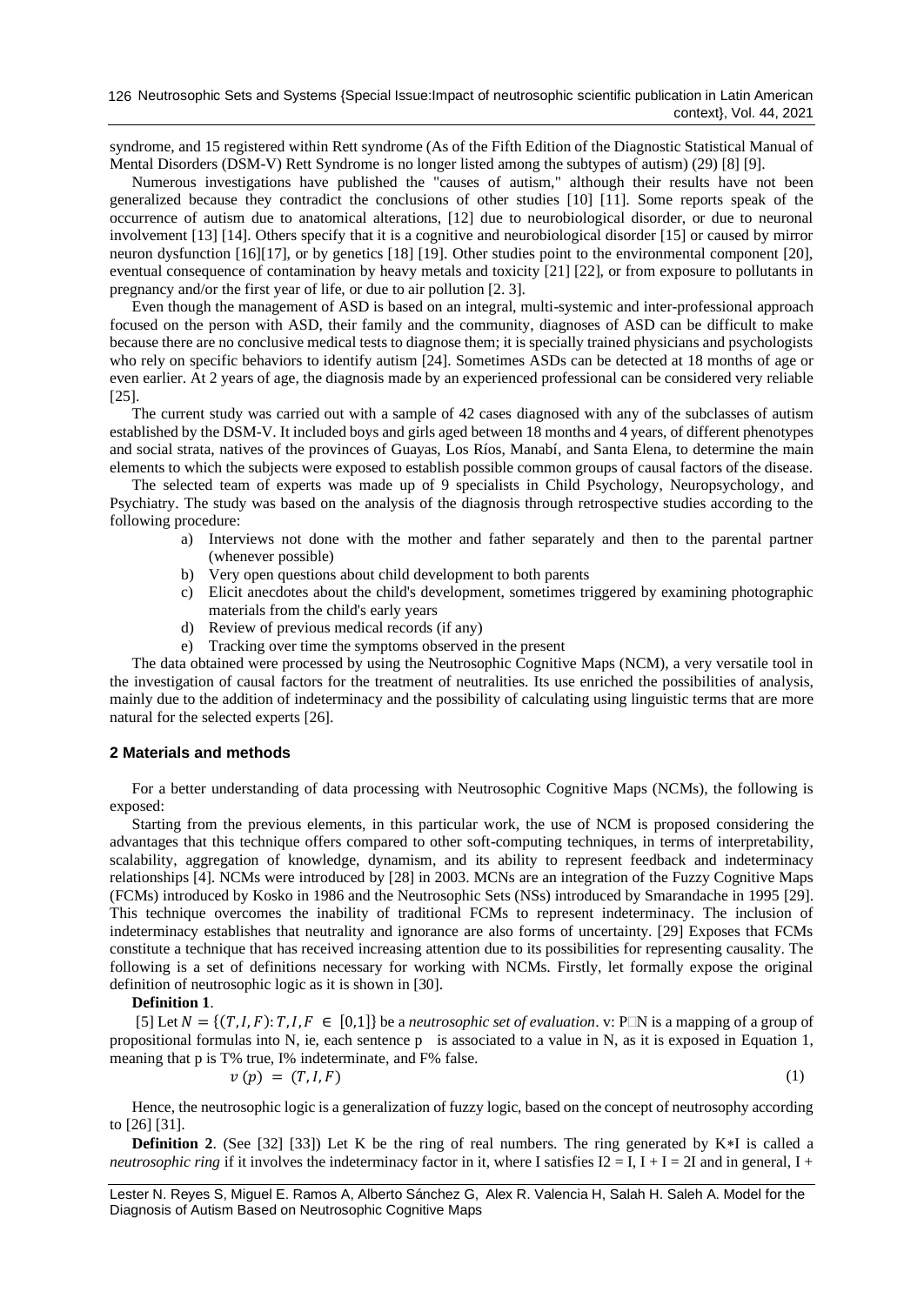syndrome, and 15 registered within Rett syndrome (As of the Fifth Edition of the Diagnostic Statistical Manual of Mental Disorders (DSM-V) Rett Syndrome is no longer listed among the subtypes of autism) (29) [8] [9].

Numerous investigations have published the "causes of autism," although their results have not been generalized because they contradict the conclusions of other studies [10] [11]. Some reports speak of the occurrence of autism due to anatomical alterations, [12] due to neurobiological disorder, or due to neuronal involvement [13] [14]. Others specify that it is a cognitive and neurobiological disorder [15] or caused by mirror neuron dysfunction [16][17], or by genetics [18] [19]. Other studies point to the environmental component [20], eventual consequence of contamination by heavy metals and toxicity [21] [22], or from exposure to pollutants in pregnancy and/or the first year of life, or due to air pollution [2. 3].

Even though the management of ASD is based on an integral, multi-systemic and inter-professional approach focused on the person with ASD, their family and the community, diagnoses of ASD can be difficult to make because there are no conclusive medical tests to diagnose them; it is specially trained physicians and psychologists who rely on specific behaviors to identify autism [24]. Sometimes ASDs can be detected at 18 months of age or even earlier. At 2 years of age, the diagnosis made by an experienced professional can be considered very reliable [25].

The current study was carried out with a sample of 42 cases diagnosed with any of the subclasses of autism established by the DSM-V. It included boys and girls aged between 18 months and 4 years, of different phenotypes and social strata, natives of the provinces of Guayas, Los Ríos, Manabí, and Santa Elena, to determine the main elements to which the subjects were exposed to establish possible common groups of causal factors of the disease.

The selected team of experts was made up of 9 specialists in Child Psychology, Neuropsychology, and Psychiatry. The study was based on the analysis of the diagnosis through retrospective studies according to the following procedure:

a) Interviews not done with the mother and father separately and then to the parental partner (whenever possible)
b) Very open questions about child development to both parents
c) Elicit anecdotes about the child's development, sometimes triggered by examining photographic materials from the child's early years
d) Review of previous medical records (if any)
e) Tracking over time the symptoms observed in the present

The data obtained were processed by using the Neutrosophic Cognitive Maps (NCM), a very versatile tool in the investigation of causal factors for the treatment of neutralities. Its use enriched the possibilities of analysis, mainly due to the addition of indeterminacy and the possibility of calculating using linguistic terms that are more natural for the selected experts [26].

## 2 Materials and methods

For a better understanding of data processing with Neutrosophic Cognitive Maps (NCMs), the following is exposed:

Starting from the previous elements, in this particular work, the use of NCM is proposed considering the advantages that this technique offers compared to other soft-computing techniques, in terms of interpretability, scalability, aggregation of knowledge, dynamism, and its ability to represent feedback and indeterminacy relationships [4]. NCMs were introduced by [28] in 2003. MCNs are an integration of the Fuzzy Cognitive Maps (FCMs) introduced by Kosko in 1986 and the Neutrosophic Sets (NSs) introduced by Smarandache in 1995 [29]. This technique overcomes the inability of traditional FCMs to represent indeterminacy. The inclusion of indeterminacy establishes that neutrality and ignorance are also forms of uncertainty. [29] Exposes that FCMs constitute a technique that has received increasing attention due to its possibilities for representing causality. The following is a set of definitions necessary for working with NCMs. Firstly, let formally expose the original definition of neutrosophic logic as it is shown in [30].

**Definition 1**.

[5] Let $N = \{(T, I, F): T, I, F \in [0,1]\}$ be a *neutrosophic set of evaluation*. v: P□N is a mapping of a group of propositional formulas into N, ie, each sentence p is associated to a value in N, as it is exposed in Equation 1, meaning that p is T% true, I% indeterminate, and F% false.

$$v(p) = (T, I, F) \tag{1}$$

Hence, the neutrosophic logic is a generalization of fuzzy logic, based on the concept of neutrosophy according to [26] [31].

**Definition 2**. (See [32] [33]) Let K be the ring of real numbers. The ring generated by K∗I is called a *neutrosophic ring* if it involves the indeterminacy factor in it, where I satisfies I2 = I, I + I = 2I and in general, I +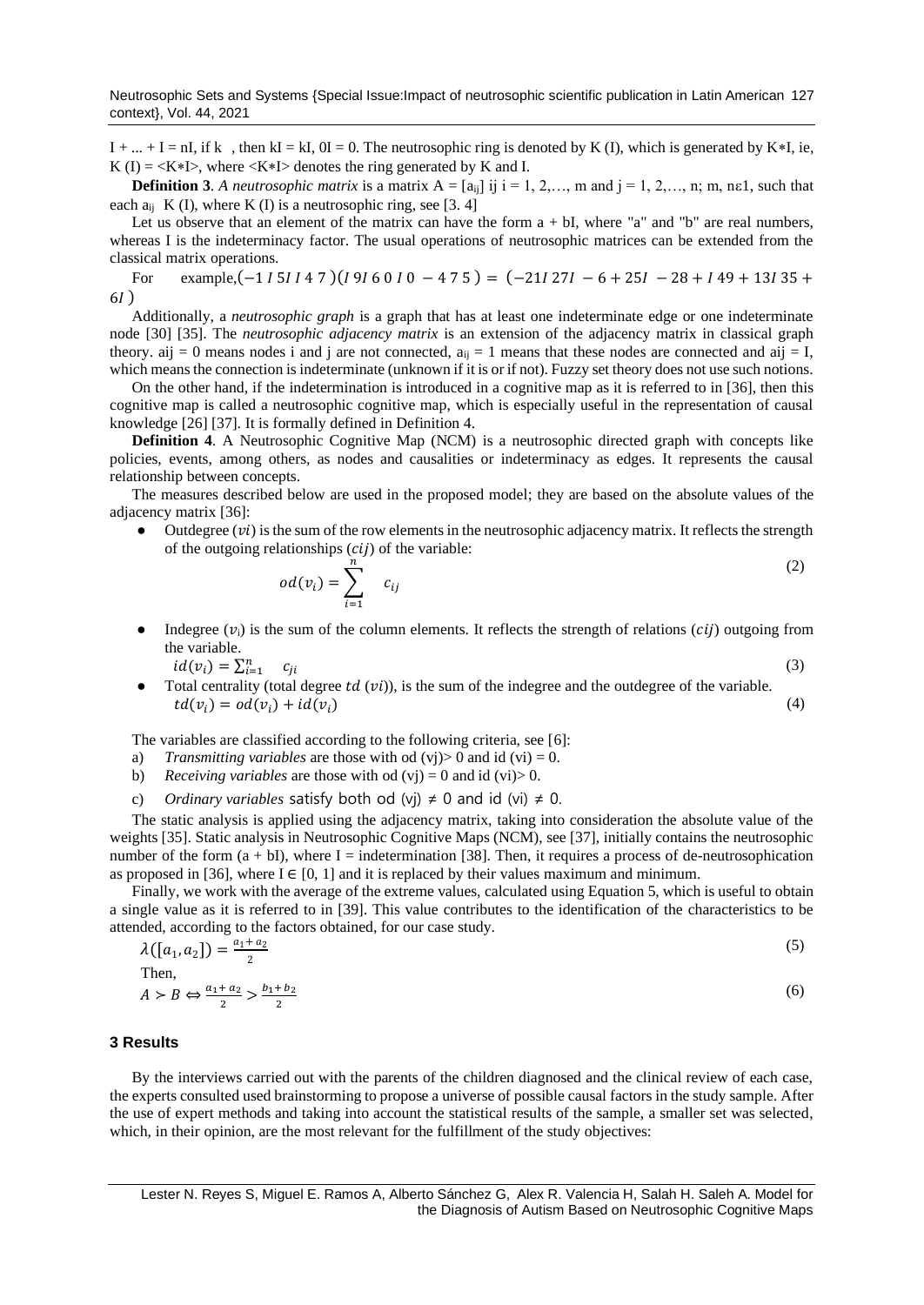I + ... + I = nI, if k , then kI = kI, 0I = 0. The neutrosophic ring is denoted by K (I), which is generated by K∗I, ie, K (I) = <K∗I>, where <K∗I> denotes the ring generated by K and I.

**Definition 3**. *A neutrosophic matrix* is a matrix $A = [a_{ij}]$ ij i = 1, 2,…, m and j = 1, 2,…, n; m, nε1, such that each $a_{ij}$ K (I), where K (I) is a neutrosophic ring, see [3. 4]

Let us observe that an element of the matrix can have the form a + bI, where "a" and "b" are real numbers, whereas I is the indeterminacy factor. The usual operations of neutrosophic matrices can be extended from the classical matrix operations.

For example, $\left(-1\ I\ 5I\ I\ 4\ 7\right)\left(I\ 9I\ 6\ 0\ I\ 0\ -4\ 7\ 5\right) = \left(-21I\ 27I\ -6+25I\ -28+I\ 49+13I\ 35+6I\right)$

Additionally, a *neutrosophic graph* is a graph that has at least one indeterminate edge or one indeterminate node [30] [35]. The *neutrosophic adjacency matrix* is an extension of the adjacency matrix in classical graph theory. aij = 0 means nodes i and j are not connected, $a_{ij}$ = 1 means that these nodes are connected and aij = I, which means the connection is indeterminate (unknown if it is or if not). Fuzzy set theory does not use such notions.

On the other hand, if the indetermination is introduced in a cognitive map as it is referred to in [36], then this cognitive map is called a neutrosophic cognitive map, which is especially useful in the representation of causal knowledge [26] [37]. It is formally defined in Definition 4.

**Definition 4**. A Neutrosophic Cognitive Map (NCM) is a neutrosophic directed graph with concepts like policies, events, among others, as nodes and causalities or indeterminacy as edges. It represents the causal relationship between concepts.

The measures described below are used in the proposed model; they are based on the absolute values of the adjacency matrix [36]:

- Outdegree ($vi$) is the sum of the row elements in the neutrosophic adjacency matrix. It reflects the strength of the outgoing relationships ($cij$) of the variable:

$$od(v_i) = \sum_{i=1}^{n} c_{ij} \tag{2}$$

- Indegree ($v_i$) is the sum of the column elements. It reflects the strength of relations ($cij$) outgoing from the variable.

$$id(v_i) = \sum_{i=1}^{n} c_{ji} \tag{3}$$

- Total centrality (total degree $td$ ($vi$)), is the sum of the indegree and the outdegree of the variable.

$$td(v_i) = od(v_i) + id(v_i) \tag{4}$$

The variables are classified according to the following criteria, see [6]:

a) *Transmitting variables* are those with od (vj)> 0 and id (vi) = 0.

b) *Receiving variables* are those with od (vj) = 0 and id (vi)> 0.

c) *Ordinary variables* satisfy both od (vj) ≠ 0 and id (vi) ≠ 0.

The static analysis is applied using the adjacency matrix, taking into consideration the absolute value of the weights [35]. Static analysis in Neutrosophic Cognitive Maps (NCM), see [37], initially contains the neutrosophic number of the form (a + bI), where I = indetermination [38]. Then, it requires a process of de-neutrosophication as proposed in [36], where I ∈ [0, 1] and it is replaced by their values maximum and minimum.

Finally, we work with the average of the extreme values, calculated using Equation 5, which is useful to obtain a single value as it is referred to in [39]. This value contributes to the identification of the characteristics to be attended, according to the factors obtained, for our case study.

$$\lambda([a_1, a_2]) = \frac{a_1 + a_2}{2} \tag{5}$$

Then,

$$A \succ B \Leftrightarrow \frac{a_1 + a_2}{2} > \frac{b_1 + b_2}{2} \tag{6}$$

## 3 Results

By the interviews carried out with the parents of the children diagnosed and the clinical review of each case, the experts consulted used brainstorming to propose a universe of possible causal factors in the study sample. After the use of expert methods and taking into account the statistical results of the sample, a smaller set was selected, which, in their opinion, are the most relevant for the fulfillment of the study objectives: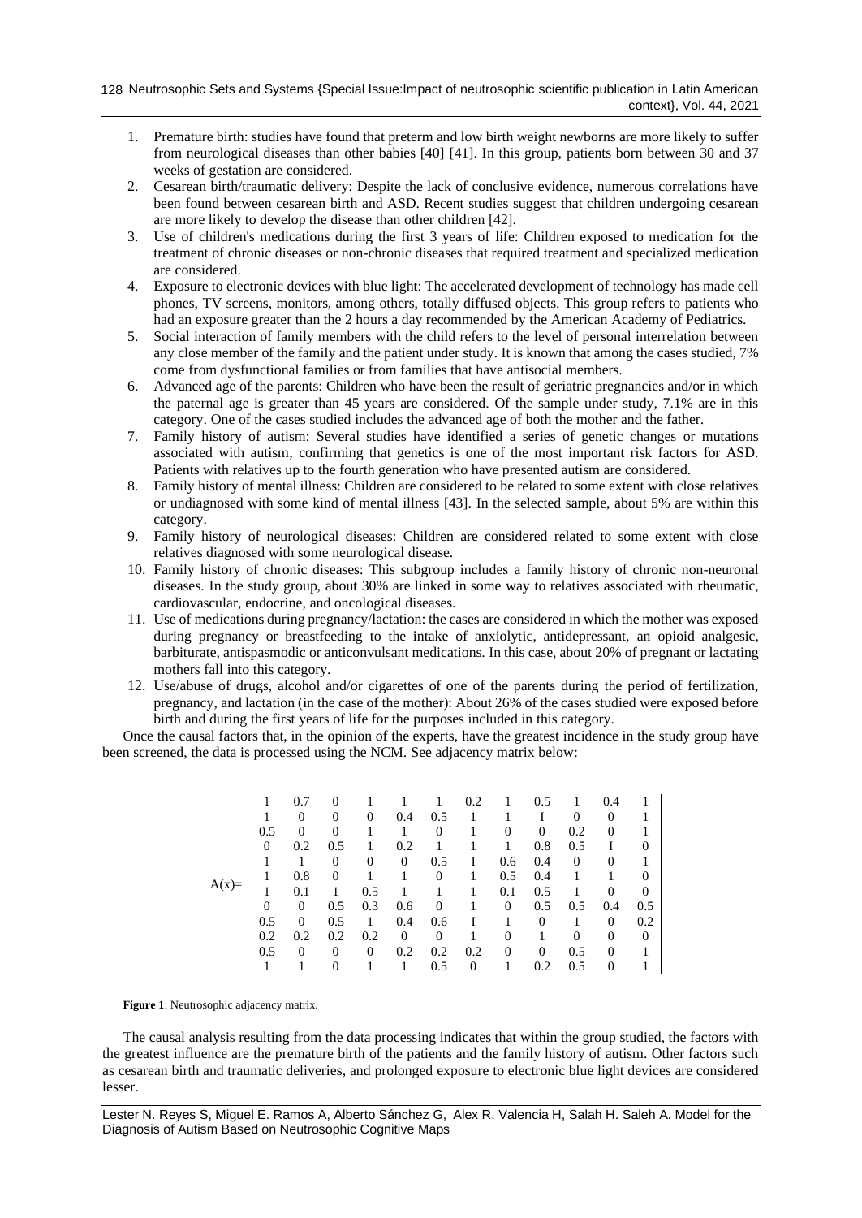1. Premature birth: studies have found that preterm and low birth weight newborns are more likely to suffer from neurological diseases than other babies [40] [41]. In this group, patients born between 30 and 37 weeks of gestation are considered.
2. Cesarean birth/traumatic delivery: Despite the lack of conclusive evidence, numerous correlations have been found between cesarean birth and ASD. Recent studies suggest that children undergoing cesarean are more likely to develop the disease than other children [42].
3. Use of children's medications during the first 3 years of life: Children exposed to medication for the treatment of chronic diseases or non-chronic diseases that required treatment and specialized medication are considered.
4. Exposure to electronic devices with blue light: The accelerated development of technology has made cell phones, TV screens, monitors, among others, totally diffused objects. This group refers to patients who had an exposure greater than the 2 hours a day recommended by the American Academy of Pediatrics.
5. Social interaction of family members with the child refers to the level of personal interrelation between any close member of the family and the patient under study. It is known that among the cases studied, 7% come from dysfunctional families or from families that have antisocial members.
6. Advanced age of the parents: Children who have been the result of geriatric pregnancies and/or in which the paternal age is greater than 45 years are considered. Of the sample under study, 7.1% are in this category. One of the cases studied includes the advanced age of both the mother and the father.
7. Family history of autism: Several studies have identified a series of genetic changes or mutations associated with autism, confirming that genetics is one of the most important risk factors for ASD. Patients with relatives up to the fourth generation who have presented autism are considered.
8. Family history of mental illness: Children are considered to be related to some extent with close relatives or undiagnosed with some kind of mental illness [43]. In the selected sample, about 5% are within this category.
9. Family history of neurological diseases: Children are considered related to some extent with close relatives diagnosed with some neurological disease.
10. Family history of chronic diseases: This subgroup includes a family history of chronic non-neuronal diseases. In the study group, about 30% are linked in some way to relatives associated with rheumatic, cardiovascular, endocrine, and oncological diseases.
11. Use of medications during pregnancy/lactation: the cases are considered in which the mother was exposed during pregnancy or breastfeeding to the intake of anxiolytic, antidepressant, an opioid analgesic, barbiturate, antispasmodic or anticonvulsant medications. In this case, about 20% of pregnant or lactating mothers fall into this category.
12. Use/abuse of drugs, alcohol and/or cigarettes of one of the parents during the period of fertilization, pregnancy, and lactation (in the case of the mother): About 26% of the cases studied were exposed before birth and during the first years of life for the purposes included in this category.

Once the causal factors that, in the opinion of the experts, have the greatest incidence in the study group have been screened, the data is processed using the NCM. See adjacency matrix below:

$$
A(x)=\begin{vmatrix}
1 & 0.7 & 0 & 1 & 1 & 1 & 0.2 & 1 & 0.5 & 1 & 0.4 & 1 \\
1 & 0 & 0 & 0 & 0.4 & 0.5 & 1 & 1 & I & 0 & 0 & 1 \\
0.5 & 0 & 0 & 1 & 1 & 0 & 1 & 0 & 0 & 0.2 & 0 & 1 \\
0 & 0.2 & 0.5 & 1 & 0.2 & 1 & 1 & 1 & 0.8 & 0.5 & I & 0 \\
1 & 1 & 0 & 0 & 0 & 0.5 & I & 0.6 & 0.4 & 0 & 0 & 1 \\
1 & 0.8 & 0 & 1 & 1 & 0 & 1 & 0.5 & 0.4 & 1 & 1 & 0 \\
1 & 0.1 & 1 & 0.5 & 1 & 1 & 1 & 0.1 & 0.5 & 1 & 0 & 0 \\
0 & 0 & 0.5 & 0.3 & 0.6 & 0 & 1 & 0 & 0.5 & 0.5 & 0.4 & 0.5 \\
0.5 & 0 & 0.5 & 1 & 0.4 & 0.6 & I & 1 & 0 & 1 & 0 & 0.2 \\
0.2 & 0.2 & 0.2 & 0.2 & 0 & 0 & 1 & 0 & 1 & 0 & 0 & 0 \\
0.5 & 0 & 0 & 0 & 0.2 & 0.2 & 0.2 & 0 & 0 & 0.5 & 0 & 1 \\
1 & 1 & 0 & 1 & 1 & 0.5 & 0 & 1 & 0.2 & 0.5 & 0 & 1
\end{vmatrix}
$$

**Figure 1**: Neutrosophic adjacency matrix.

The causal analysis resulting from the data processing indicates that within the group studied, the factors with the greatest influence are the premature birth of the patients and the family history of autism. Other factors such as cesarean birth and traumatic deliveries, and prolonged exposure to electronic blue light devices are considered lesser.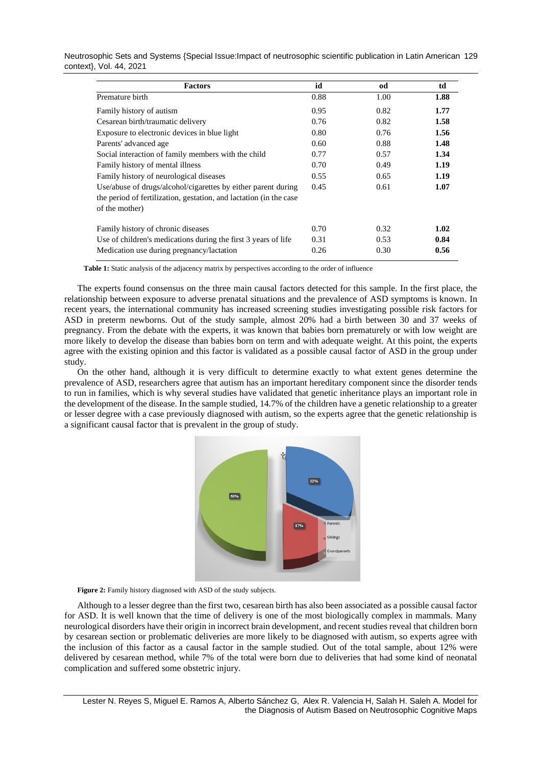| Factors | id | od | td |
|---|---|---|---|
| Premature birth | 0.88 | 1.00 | **1.88** |
| Family history of autism | 0.95 | 0.82 | **1.77** |
| Cesarean birth/traumatic delivery | 0.76 | 0.82 | **1.58** |
| Exposure to electronic devices in blue light | 0.80 | 0.76 | **1.56** |
| Parents' advanced age | 0.60 | 0.88 | **1.48** |
| Social interaction of family members with the child | 0.77 | 0.57 | **1.34** |
| Family history of mental illness | 0.70 | 0.49 | **1.19** |
| Family history of neurological diseases | 0.55 | 0.65 | **1.19** |
| Use/abuse of drugs/alcohol/cigarettes by either parent during the period of fertilization, gestation, and lactation (in the case of the mother) | 0.45 | 0.61 | **1.07** |
| Family history of chronic diseases | 0.70 | 0.32 | **1.02** |
| Use of children's medications during the first 3 years of life | 0.31 | 0.53 | **0.84** |
| Medication use during pregnancy/lactation | 0.26 | 0.30 | **0.56** |

**Table 1:** Static analysis of the adjacency matrix by perspectives according to the order of influence

The experts found consensus on the three main causal factors detected for this sample. In the first place, the relationship between exposure to adverse prenatal situations and the prevalence of ASD symptoms is known. In recent years, the international community has increased screening studies investigating possible risk factors for ASD in preterm newborns. Out of the study sample, almost 20% had a birth between 30 and 37 weeks of pregnancy. From the debate with the experts, it was known that babies born prematurely or with low weight are more likely to develop the disease than babies born on term and with adequate weight. At this point, the experts agree with the existing opinion and this factor is validated as a possible causal factor of ASD in the group under study.

On the other hand, although it is very difficult to determine exactly to what extent genes determine the prevalence of ASD, researchers agree that autism has an important hereditary component since the disorder tends to run in families, which is why several studies have validated that genetic inheritance plays an important role in the development of the disease. In the sample studied, 14.7% of the children have a genetic relationship to a greater or lesser degree with a case previously diagnosed with autism, so the experts agree that the genetic relationship is a significant causal factor that is prevalent in the group of study.

**Figure 2:** Family history diagnosed with ASD of the study subjects.

Although to a lesser degree than the first two, cesarean birth has also been associated as a possible causal factor for ASD. It is well known that the time of delivery is one of the most biologically complex in mammals. Many neurological disorders have their origin in incorrect brain development, and recent studies reveal that children born by cesarean section or problematic deliveries are more likely to be diagnosed with autism, so experts agree with the inclusion of this factor as a causal factor in the sample studied. Out of the total sample, about 12% were delivered by cesarean method, while 7% of the total were born due to deliveries that had some kind of neonatal complication and suffered some obstetric injury.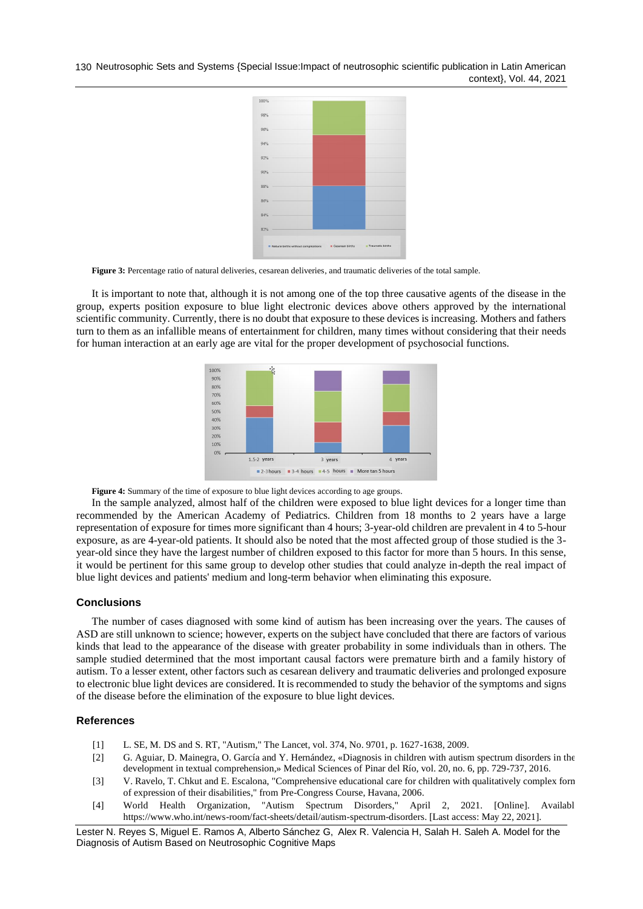Figure 3: Percentage ratio of natural deliveries, cesarean deliveries, and traumatic deliveries of the total sample.

It is important to note that, although it is not among one of the top three causative agents of the disease in the group, experts position exposure to blue light electronic devices above others approved by the international scientific community. Currently, there is no doubt that exposure to these devices is increasing. Mothers and fathers turn to them as an infallible means of entertainment for children, many times without considering that their needs for human interaction at an early age are vital for the proper development of psychosocial functions.

Figure 4: Summary of the time of exposure to blue light devices according to age groups.

In the sample analyzed, almost half of the children were exposed to blue light devices for a longer time than recommended by the American Academy of Pediatrics. Children from 18 months to 2 years have a large representation of exposure for times more significant than 4 hours; 3-year-old children are prevalent in 4 to 5-hour exposure, as are 4-year-old patients. It should also be noted that the most affected group of those studied is the 3-year-old since they have the largest number of children exposed to this factor for more than 5 hours. In this sense, it would be pertinent for this same group to develop other studies that could analyze in-depth the real impact of blue light devices and patients' medium and long-term behavior when eliminating this exposure.

## Conclusions

The number of cases diagnosed with some kind of autism has been increasing over the years. The causes of ASD are still unknown to science; however, experts on the subject have concluded that there are factors of various kinds that lead to the appearance of the disease with greater probability in some individuals than in others. The sample studied determined that the most important causal factors were premature birth and a family history of autism. To a lesser extent, other factors such as cesarean delivery and traumatic deliveries and prolonged exposure to electronic blue light devices are considered. It is recommended to study the behavior of the symptoms and signs of the disease before the elimination of the exposure to blue light devices.

## References

[1] L. SE, M. DS and S. RT, "Autism," The Lancet, vol. 374, No. 9701, p. 1627-1638, 2009.

[2] G. Aguiar, D. Mainegra, O. García and Y. Hernández, «Diagnosis in children with autism spectrum disorders in the development in textual comprehension,» Medical Sciences of Pinar del Río, vol. 20, no. 6, pp. 729-737, 2016.

[3] V. Ravelo, T. Chkut and E. Escalona, "Comprehensive educational care for children with qualitatively complex forn of expression of their disabilities," from Pre-Congress Course, Havana, 2006.

[4] World Health Organization, "Autism Spectrum Disorders," April 2, 2021. [Online]. Availabl https://www.who.int/news-room/fact-sheets/detail/autism-spectrum-disorders. [Last access: May 22, 2021].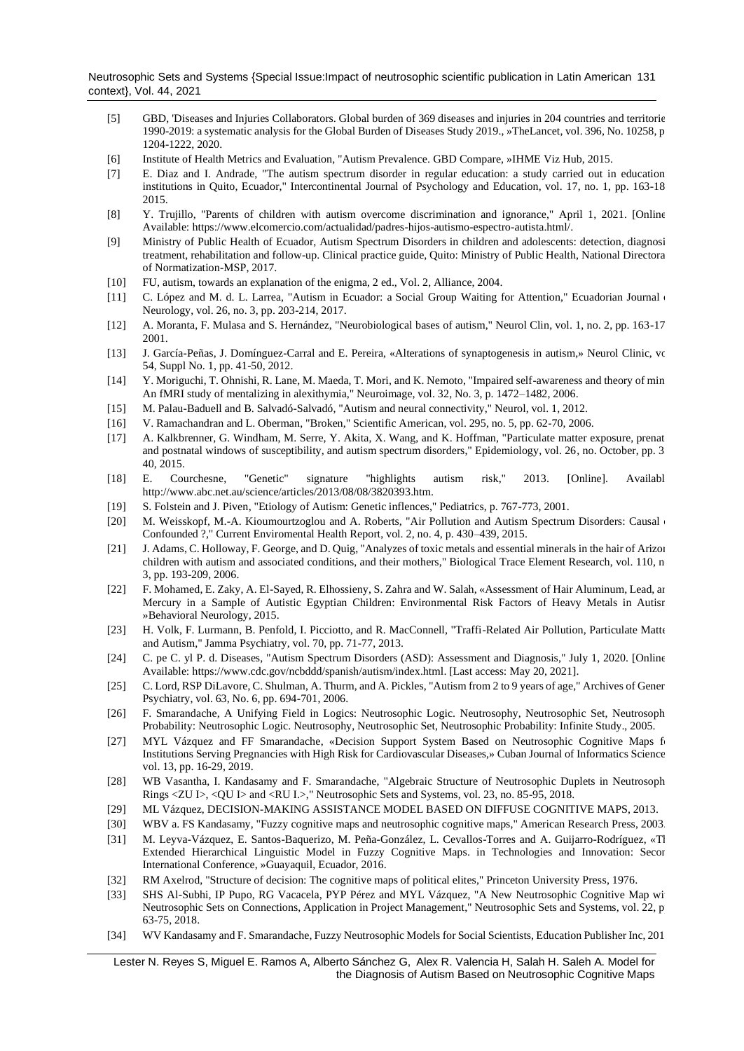- [5] GBD, 'Diseases and Injuries Collaborators. Global burden of 369 diseases and injuries in 204 countries and territorie 1990-2019: a systematic analysis for the Global Burden of Diseases Study 2019., »TheLancet, vol. 396, No. 10258, p 1204-1222, 2020.
- [6] Institute of Health Metrics and Evaluation, "Autism Prevalence. GBD Compare, »IHME Viz Hub, 2015.
- [7] E. Diaz and I. Andrade, "The autism spectrum disorder in regular education: a study carried out in education institutions in Quito, Ecuador," Intercontinental Journal of Psychology and Education, vol. 17, no. 1, pp. 163-18 2015.
- [8] Y. Trujillo, "Parents of children with autism overcome discrimination and ignorance," April 1, 2021. [Online Available: https://www.elcomercio.com/actualidad/padres-hijos-autismo-espectro-autista.html/.
- [9] Ministry of Public Health of Ecuador, Autism Spectrum Disorders in children and adolescents: detection, diagnosi treatment, rehabilitation and follow-up. Clinical practice guide, Quito: Ministry of Public Health, National Directora of Normatization-MSP, 2017.
- [10] FU, autism, towards an explanation of the enigma, 2 ed., Vol. 2, Alliance, 2004.
- [11] C. López and M. d. L. Larrea, "Autism in Ecuador: a Social Group Waiting for Attention," Ecuadorian Journal Neurology, vol. 26, no. 3, pp. 203-214, 2017.
- [12] A. Moranta, F. Mulasa and S. Hernández, "Neurobiological bases of autism," Neurol Clin, vol. 1, no. 2, pp. 163-17 2001.
- [13] J. García-Peñas, J. Domínguez-Carral and E. Pereira, «Alterations of synaptogenesis in autism,» Neurol Clinic, vo 54, Suppl No. 1, pp. 41-50, 2012.
- [14] Y. Moriguchi, T. Ohnishi, R. Lane, M. Maeda, T. Mori, and K. Nemoto, "Impaired self-awareness and theory of min An fMRI study of mentalizing in alexithymia," Neuroimage, vol. 32, No. 3, p. 1472–1482, 2006.
- [15] M. Palau-Baduell and B. Salvadó-Salvadó, "Autism and neural connectivity," Neurol, vol. 1, 2012.
- [16] V. Ramachandran and L. Oberman, "Broken," Scientific American, vol. 295, no. 5, pp. 62-70, 2006.
- [17] A. Kalkbrenner, G. Windham, M. Serre, Y. Akita, X. Wang, and K. Hoffman, "Particulate matter exposure, prenat and postnatal windows of susceptibility, and autism spectrum disorders," Epidemiology, vol. 26, no. October, pp. 3 40, 2015.
- [18] E. Courchesne, "Genetic" signature "highlights autism risk," 2013. [Online]. Availabl http://www.abc.net.au/science/articles/2013/08/08/3820393.htm.
- [19] S. Folstein and J. Piven, "Etiology of Autism: Genetic inflences," Pediatrics, p. 767-773, 2001.
- [20] M. Weisskopf, M.-A. Kioumourtzoglou and A. Roberts, "Air Pollution and Autism Spectrum Disorders: Causal Confounded ?," Current Enviromental Health Report, vol. 2, no. 4, p. 430–439, 2015.
- [21] J. Adams, C. Holloway, F. George, and D. Quig, "Analyzes of toxic metals and essential minerals in the hair of Arizon children with autism and associated conditions, and their mothers," Biological Trace Element Research, vol. 110, n 3, pp. 193-209, 2006.
- [22] F. Mohamed, E. Zaky, A. El-Sayed, R. Elhossieny, S. Zahra and W. Salah, «Assessment of Hair Aluminum, Lead, ar Mercury in a Sample of Autistic Egyptian Children: Environmental Risk Factors of Heavy Metals in Autisr »Behavioral Neurology, 2015.
- [23] H. Volk, F. Lurmann, B. Penfold, I. Picciotto, and R. MacConnell, "Traffi-Related Air Pollution, Particulate Matte and Autism," Jamma Psychiatry, vol. 70, pp. 71-77, 2013.
- [24] C. pe C. yl P. d. Diseases, "Autism Spectrum Disorders (ASD): Assessment and Diagnosis," July 1, 2020. [Online Available: https://www.cdc.gov/ncbddd/spanish/autism/index.html. [Last access: May 20, 2021].
- [25] C. Lord, RSP DiLavore, C. Shulman, A. Thurm, and A. Pickles, "Autism from 2 to 9 years of age," Archives of Gener Psychiatry, vol. 63, No. 6, pp. 694-701, 2006.
- [26] F. Smarandache, A Unifying Field in Logics: Neutrosophic Logic. Neutrosophy, Neutrosophic Set, Neutrosoph Probability: Neutrosophic Logic. Neutrosophy, Neutrosophic Set, Neutrosophic Probability: Infinite Study., 2005.
- [27] MYL Vázquez and FF Smarandache, «Decision Support System Based on Neutrosophic Cognitive Maps f Institutions Serving Pregnancies with High Risk for Cardiovascular Diseases,» Cuban Journal of Informatics Science vol. 13, pp. 16-29, 2019.
- [28] WB Vasantha, I. Kandasamy and F. Smarandache, "Algebraic Structure of Neutrosophic Duplets in Neutrosoph Rings <ZU I>, <QU I> and <RU I.>," Neutrosophic Sets and Systems, vol. 23, no. 85-95, 2018.
- [29] ML Vázquez, DECISION-MAKING ASSISTANCE MODEL BASED ON DIFFUSE COGNITIVE MAPS, 2013.
- [30] WBV a. FS Kandasamy, "Fuzzy cognitive maps and neutrosophic cognitive maps," American Research Press, 2003.
- [31] M. Leyva-Vázquez, E. Santos-Baquerizo, M. Peña-González, L. Cevallos-Torres and A. Guijarro-Rodríguez, «Tl Extended Hierarchical Linguistic Model in Fuzzy Cognitive Maps. in Technologies and Innovation: Secor International Conference, »Guayaquil, Ecuador, 2016.
- [32] RM Axelrod, "Structure of decision: The cognitive maps of political elites," Princeton University Press, 1976.
- [33] SHS Al-Subhi, IP Pupo, RG Vacacela, PYP Pérez and MYL Vázquez, "A New Neutrosophic Cognitive Map wi Neutrosophic Sets on Connections, Application in Project Management," Neutrosophic Sets and Systems, vol. 22, p 63-75, 2018.
- [34] WV Kandasamy and F. Smarandache, Fuzzy Neutrosophic Models for Social Scientists, Education Publisher Inc, 201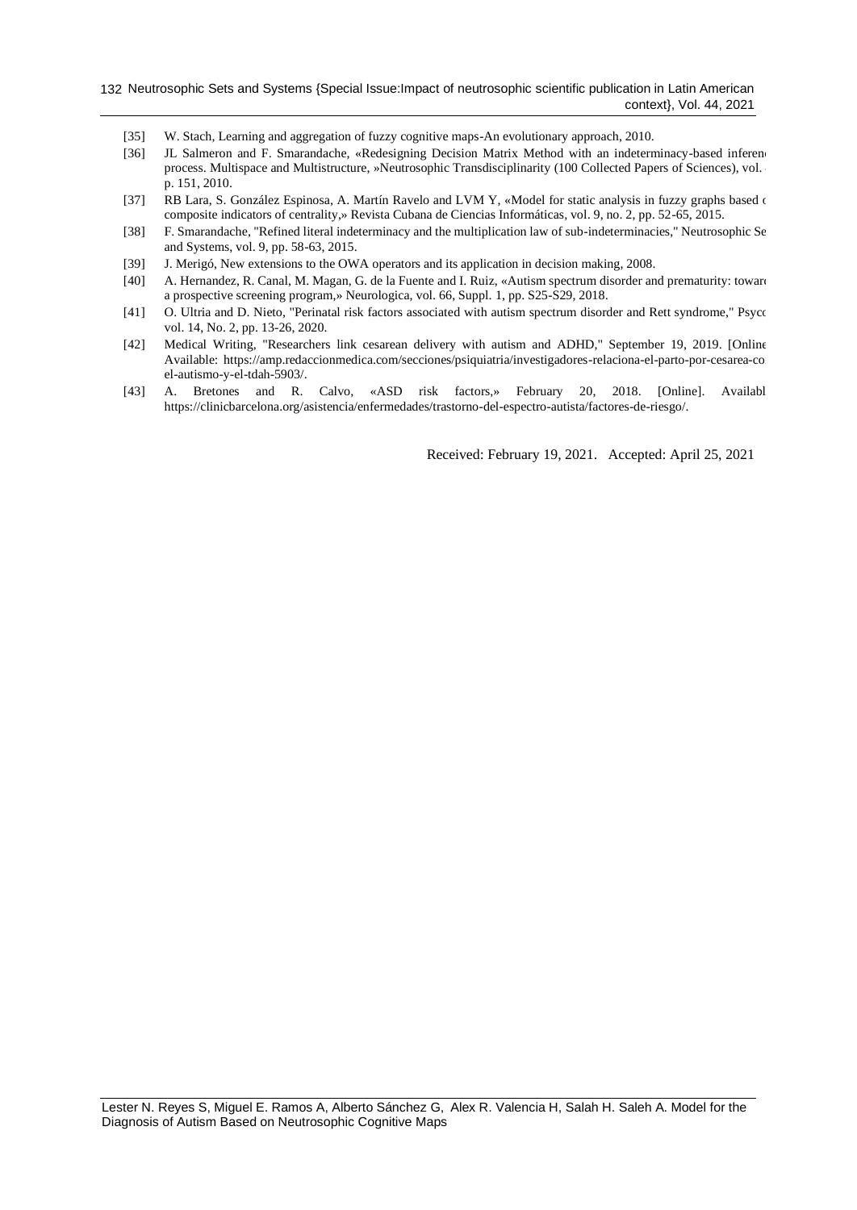[35] W. Stach, Learning and aggregation of fuzzy cognitive maps-An evolutionary approach, 2010.

[36] JL Salmeron and F. Smarandache, «Redesigning Decision Matrix Method with an indeterminacy-based inferen process. Multispace and Multistructure, »Neutrosophic Transdisciplinarity (100 Collected Papers of Sciences), vol. p. 151, 2010.

[37] RB Lara, S. González Espinosa, A. Martín Ravelo and LVM Y, «Model for static analysis in fuzzy graphs based c composite indicators of centrality,» Revista Cubana de Ciencias Informáticas, vol. 9, no. 2, pp. 52-65, 2015.

[38] F. Smarandache, "Refined literal indeterminacy and the multiplication law of sub-indeterminacies," Neutrosophic Se and Systems, vol. 9, pp. 58-63, 2015.

[39] J. Merigó, New extensions to the OWA operators and its application in decision making, 2008.

[40] A. Hernandez, R. Canal, M. Magan, G. de la Fuente and I. Ruiz, «Autism spectrum disorder and prematurity: toward a prospective screening program,» Neurologica, vol. 66, Suppl. 1, pp. S25-S29, 2018.

[41] O. Ultria and D. Nieto, "Perinatal risk factors associated with autism spectrum disorder and Rett syndrome," Psyc vol. 14, No. 2, pp. 13-26, 2020.

[42] Medical Writing, "Researchers link cesarean delivery with autism and ADHD," September 19, 2019. [Online Available: https://amp.redaccionmedica.com/secciones/psiquiatria/investigadores-relaciona-el-parto-por-cesarea-co el-autismo-y-el-tdah-5903/.

[43] A. Bretones and R. Calvo, «ASD risk factors,» February 20, 2018. [Online]. Availabl https://clinicbarcelona.org/asistencia/enfermedades/trastorno-del-espectro-autista/factores-de-riesgo/.

Received: February 19, 2021. Accepted: April 25, 2021